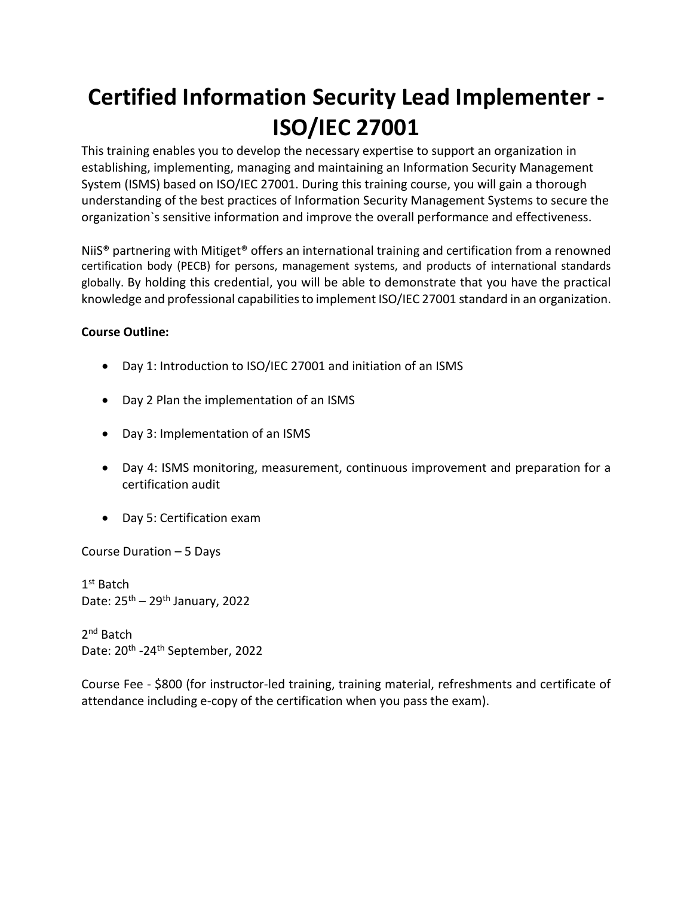# Certified Information Security Lead Implementer - ISO/IEC 27001

This training enables you to develop the necessary expertise to support an organization in establishing, implementing, managing and maintaining an Information Security Management System (ISMS) based on ISO/IEC 27001. During this training course, you will gain a thorough understanding of the best practices of Information Security Management Systems to secure the organization`s sensitive information and improve the overall performance and effectiveness.

NiiS® partnering with Mitiget® offers an international training and certification from a renowned certification body (PECB) for persons, management systems, and products of international standards globally. By holding this credential, you will be able to demonstrate that you have the practical knowledge and professional capabilities to implement ISO/IEC 27001 standard in an organization.

**Course Outline:**

- Day 1: Introduction to ISO/IEC 27001 and initiation of an ISMS
- Day 2 Plan the implementation of an ISMS
- Day 3: Implementation of an ISMS
- Day 4: ISMS monitoring, measurement, continuous improvement and preparation for a certification audit
- Day 5: Certification exam

Course Duration – 5 Days

1st Batch
Date: 25th – 29th January, 2022

2nd Batch
Date: 20th -24th September, 2022

Course Fee - $800 (for instructor-led training, training material, refreshments and certificate of attendance including e-copy of the certification when you pass the exam).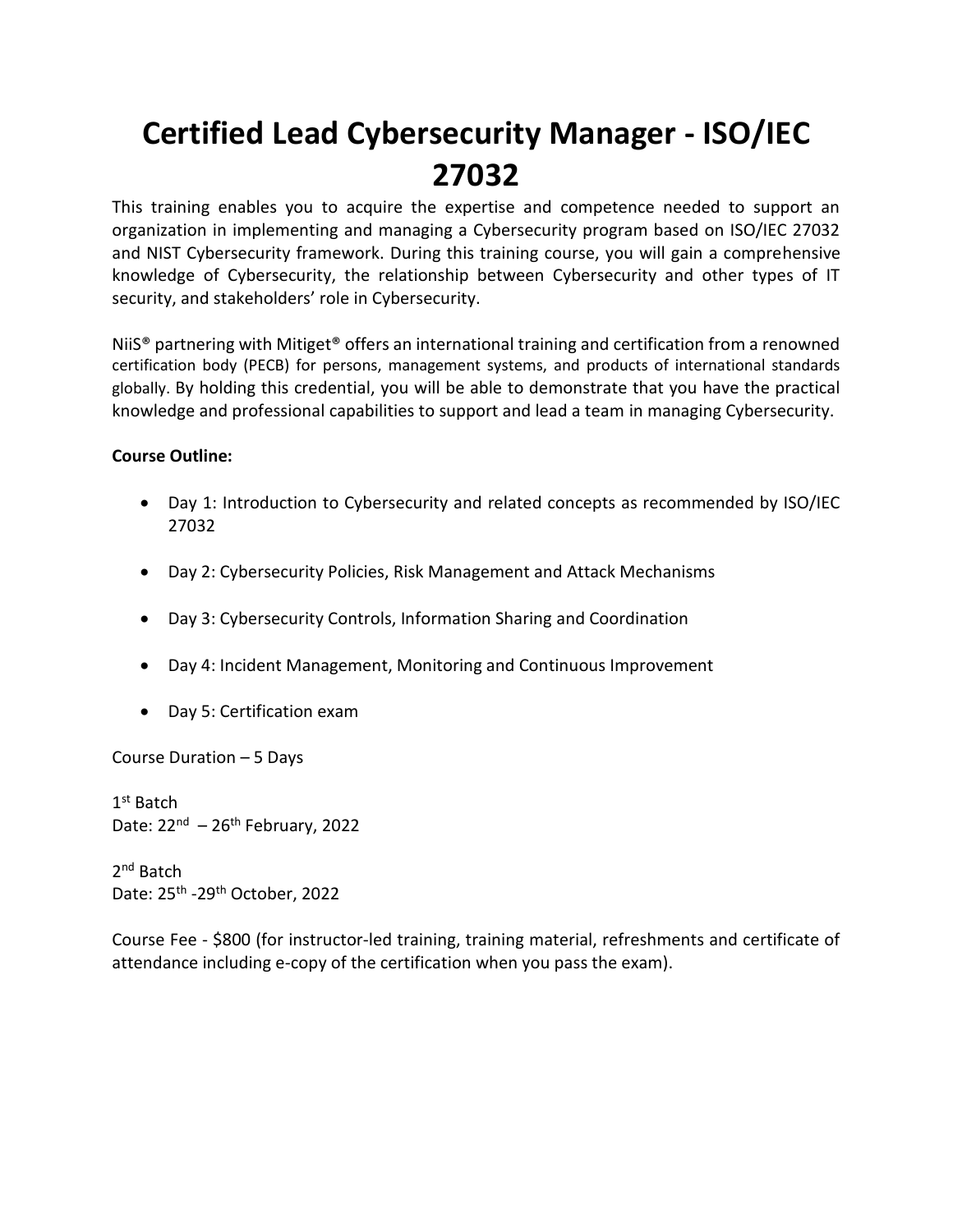# Certified Lead Cybersecurity Manager - ISO/IEC 27032

This training enables you to acquire the expertise and competence needed to support an organization in implementing and managing a Cybersecurity program based on ISO/IEC 27032 and NIST Cybersecurity framework. During this training course, you will gain a comprehensive knowledge of Cybersecurity, the relationship between Cybersecurity and other types of IT security, and stakeholders' role in Cybersecurity.

NiiS® partnering with Mitiget® offers an international training and certification from a renowned certification body (PECB) for persons, management systems, and products of international standards globally. By holding this credential, you will be able to demonstrate that you have the practical knowledge and professional capabilities to support and lead a team in managing Cybersecurity.

**Course Outline:**

- Day 1: Introduction to Cybersecurity and related concepts as recommended by ISO/IEC 27032
- Day 2: Cybersecurity Policies, Risk Management and Attack Mechanisms
- Day 3: Cybersecurity Controls, Information Sharing and Coordination
- Day 4: Incident Management, Monitoring and Continuous Improvement
- Day 5: Certification exam

Course Duration – 5 Days

1st Batch
Date: 22nd – 26th February, 2022

2nd Batch
Date: 25th -29th October, 2022

Course Fee - $800 (for instructor-led training, training material, refreshments and certificate of attendance including e-copy of the certification when you pass the exam).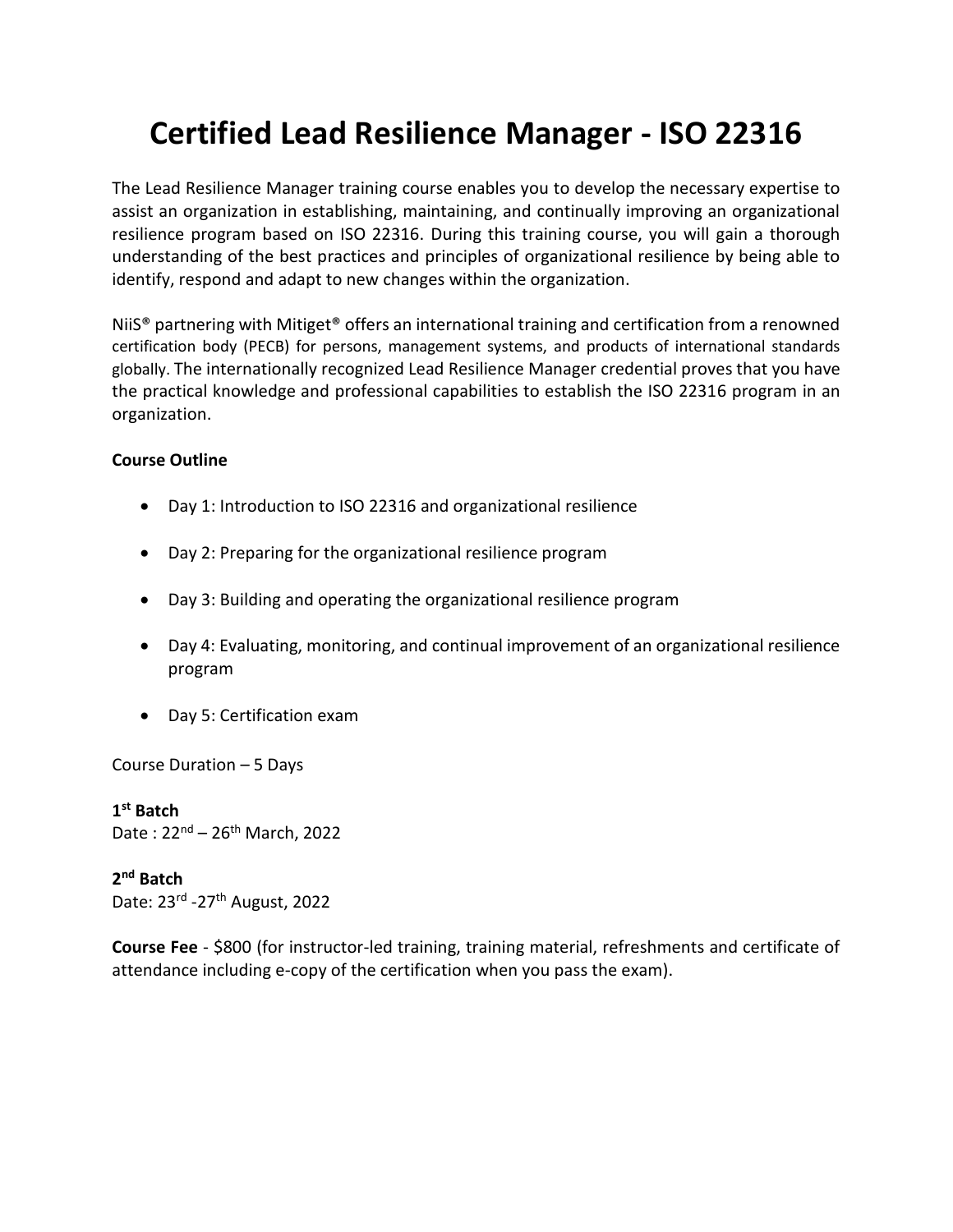# Certified Lead Resilience Manager - ISO 22316

The Lead Resilience Manager training course enables you to develop the necessary expertise to assist an organization in establishing, maintaining, and continually improving an organizational resilience program based on ISO 22316. During this training course, you will gain a thorough understanding of the best practices and principles of organizational resilience by being able to identify, respond and adapt to new changes within the organization.

NiiS® partnering with Mitiget® offers an international training and certification from a renowned certification body (PECB) for persons, management systems, and products of international standards globally. The internationally recognized Lead Resilience Manager credential proves that you have the practical knowledge and professional capabilities to establish the ISO 22316 program in an organization.

**Course Outline**

- Day 1: Introduction to ISO 22316 and organizational resilience
- Day 2: Preparing for the organizational resilience program
- Day 3: Building and operating the organizational resilience program
- Day 4: Evaluating, monitoring, and continual improvement of an organizational resilience program
- Day 5: Certification exam

Course Duration – 5 Days

**1st Batch**
Date : 22nd – 26th March, 2022

**2nd Batch**
Date: 23rd -27th August, 2022

**Course Fee** - $800 (for instructor-led training, training material, refreshments and certificate of attendance including e-copy of the certification when you pass the exam).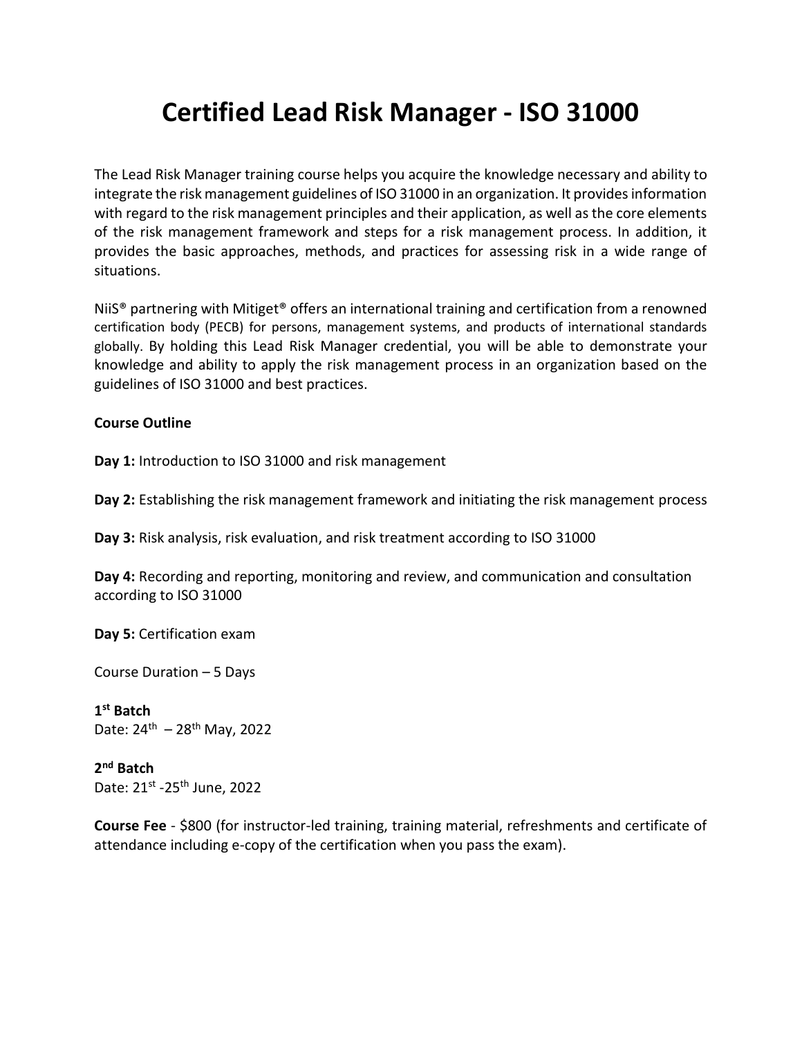# Certified Lead Risk Manager - ISO 31000

The Lead Risk Manager training course helps you acquire the knowledge necessary and ability to integrate the risk management guidelines of ISO 31000 in an organization. It provides information with regard to the risk management principles and their application, as well as the core elements of the risk management framework and steps for a risk management process. In addition, it provides the basic approaches, methods, and practices for assessing risk in a wide range of situations.

NiiS® partnering with Mitiget® offers an international training and certification from a renowned certification body (PECB) for persons, management systems, and products of international standards globally. By holding this Lead Risk Manager credential, you will be able to demonstrate your knowledge and ability to apply the risk management process in an organization based on the guidelines of ISO 31000 and best practices.

**Course Outline**

**Day 1:** Introduction to ISO 31000 and risk management

**Day 2:** Establishing the risk management framework and initiating the risk management process

**Day 3:** Risk analysis, risk evaluation, and risk treatment according to ISO 31000

**Day 4:** Recording and reporting, monitoring and review, and communication and consultation according to ISO 31000

**Day 5:** Certification exam

Course Duration – 5 Days

**1st Batch**
Date: 24th – 28th May, 2022

**2nd Batch**
Date: 21st -25th June, 2022

**Course Fee** - $800 (for instructor-led training, training material, refreshments and certificate of attendance including e-copy of the certification when you pass the exam).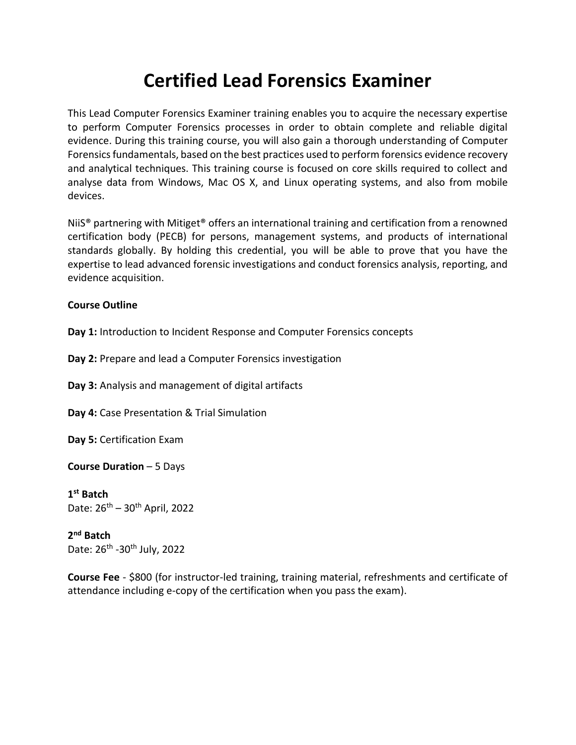# Certified Lead Forensics Examiner

This Lead Computer Forensics Examiner training enables you to acquire the necessary expertise to perform Computer Forensics processes in order to obtain complete and reliable digital evidence. During this training course, you will also gain a thorough understanding of Computer Forensics fundamentals, based on the best practices used to perform forensics evidence recovery and analytical techniques. This training course is focused on core skills required to collect and analyse data from Windows, Mac OS X, and Linux operating systems, and also from mobile devices.

NiiS® partnering with Mitiget® offers an international training and certification from a renowned certification body (PECB) for persons, management systems, and products of international standards globally. By holding this credential, you will be able to prove that you have the expertise to lead advanced forensic investigations and conduct forensics analysis, reporting, and evidence acquisition.

**Course Outline**

**Day 1:** Introduction to Incident Response and Computer Forensics concepts

**Day 2:** Prepare and lead a Computer Forensics investigation

**Day 3:** Analysis and management of digital artifacts

**Day 4:** Case Presentation & Trial Simulation

**Day 5:** Certification Exam

**Course Duration** – 5 Days

**1st Batch**
Date: 26th – 30th April, 2022

**2nd Batch**
Date: 26th -30th July, 2022

**Course Fee** - $800 (for instructor-led training, training material, refreshments and certificate of attendance including e-copy of the certification when you pass the exam).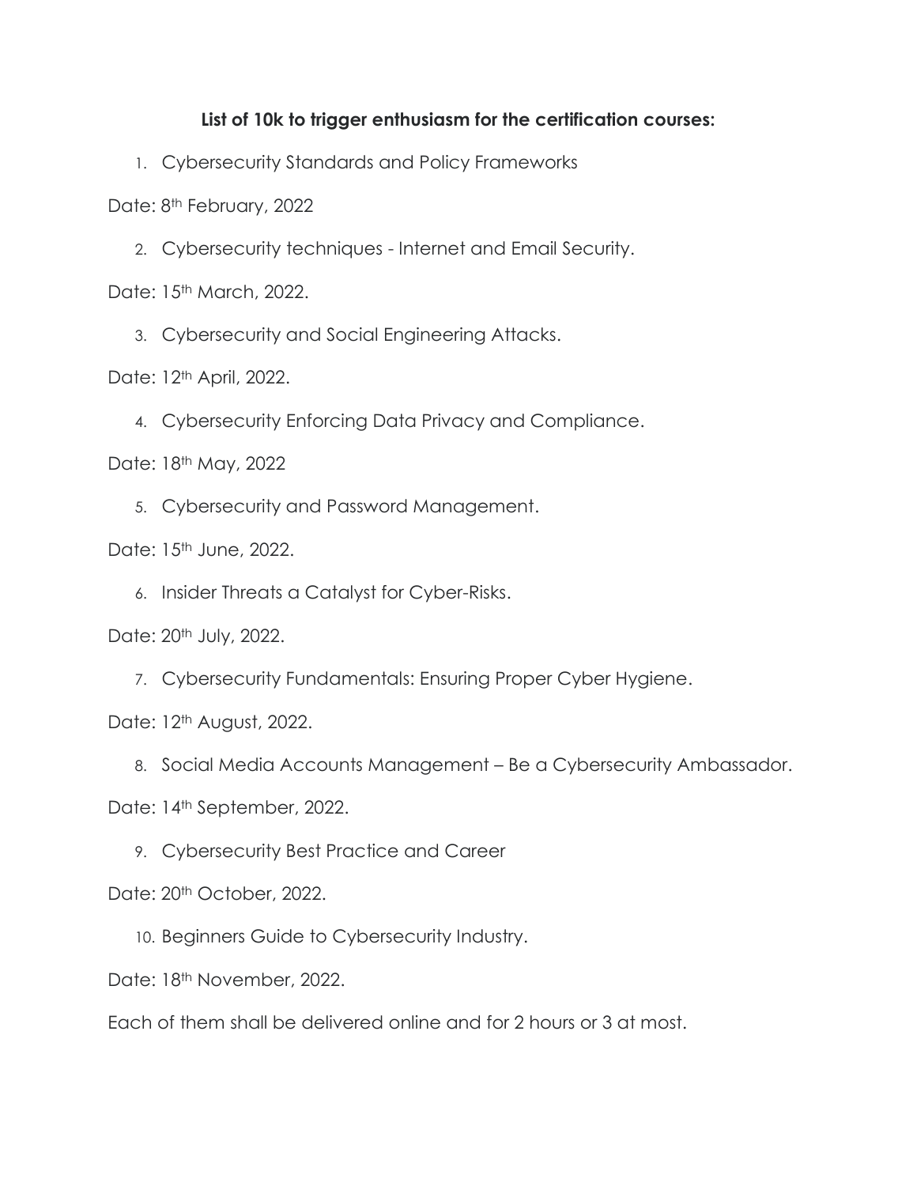**List of 10k to trigger enthusiasm for the certification courses:**

1. Cybersecurity Standards and Policy Frameworks

Date: 8th February, 2022

2. Cybersecurity techniques - Internet and Email Security.

Date: 15th March, 2022.

3. Cybersecurity and Social Engineering Attacks.

Date: 12th April, 2022.

4. Cybersecurity Enforcing Data Privacy and Compliance.

Date: 18th May, 2022

5. Cybersecurity and Password Management.

Date: 15th June, 2022.

6. Insider Threats a Catalyst for Cyber-Risks.

Date: 20th July, 2022.

7. Cybersecurity Fundamentals: Ensuring Proper Cyber Hygiene.

Date: 12th August, 2022.

8. Social Media Accounts Management – Be a Cybersecurity Ambassador.

Date: 14th September, 2022.

9. Cybersecurity Best Practice and Career

Date: 20th October, 2022.

10. Beginners Guide to Cybersecurity Industry.

Date: 18th November, 2022.

Each of them shall be delivered online and for 2 hours or 3 at most.